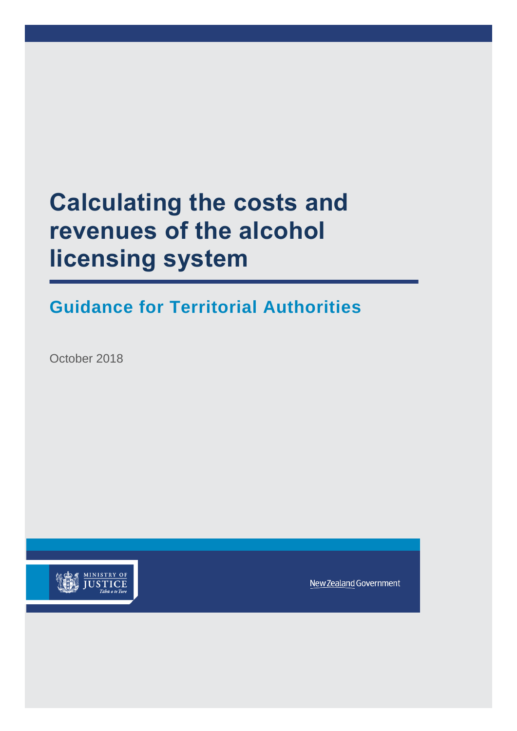# Calculating the costs and revenues of the alcohol licensing system

## Guidance for Territorial Authorities

October 2018

MINISTRY OF JUSTICE
Tāhū o te Ture

New Zealand Government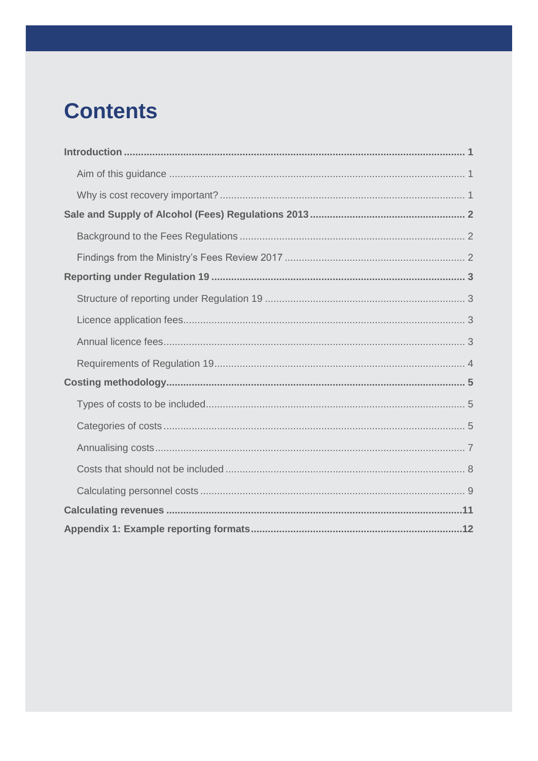# Contents

**Introduction** ........................................................................................................................ **1**

- Aim of this guidance ........................................................................................................ 1
- Why is cost recovery important? ...................................................................................... 1

**Sale and Supply of Alcohol (Fees) Regulations 2013** ...................................................... **2**

- Background to the Fees Regulations ............................................................................... 2
- Findings from the Ministry's Fees Review 2017 ............................................................... 2

**Reporting under Regulation 19** .......................................................................................... **3**

- Structure of reporting under Regulation 19 ...................................................................... 3
- Licence application fees................................................................................................... 3
- Annual licence fees........................................................................................................... 3
- Requirements of Regulation 19......................................................................................... 4

**Costing methodology**........................................................................................................... **5**

- Types of costs to be included............................................................................................ 5
- Categories of costs ........................................................................................................... 5
- Annualising costs.............................................................................................................. 7
- Costs that should not be included ..................................................................................... 8
- Calculating personnel costs .............................................................................................. 9

**Calculating revenues** ........................................................................................................... **11**

**Appendix 1: Example reporting formats**............................................................................. **12**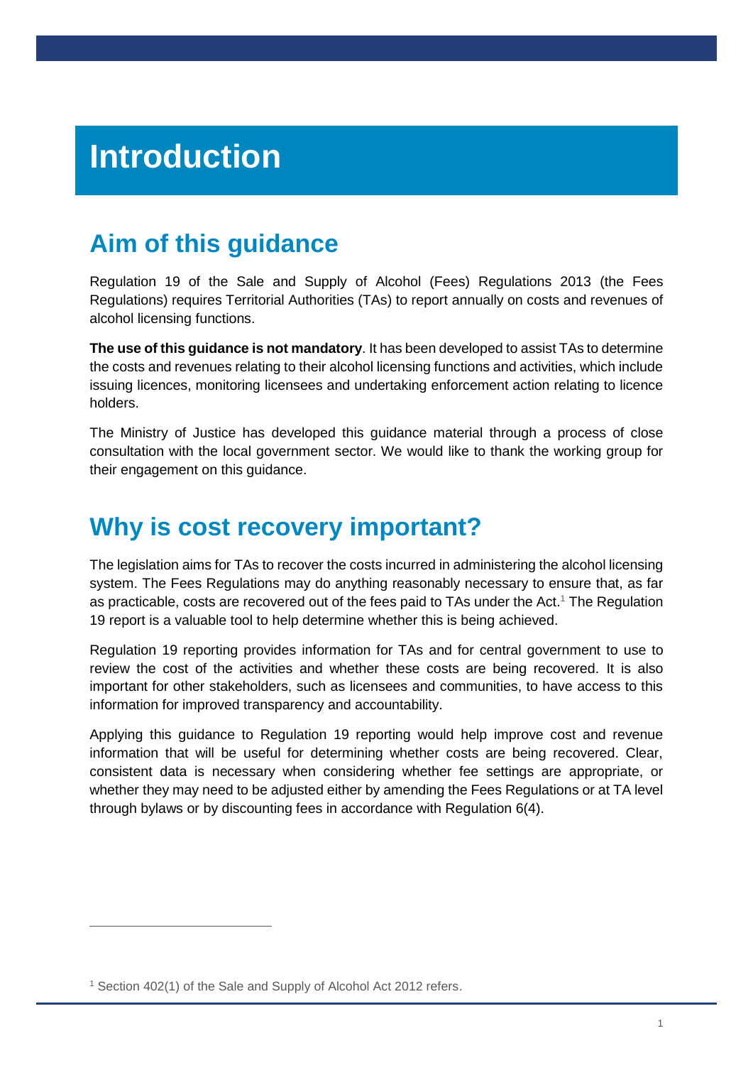# Introduction

## Aim of this guidance

Regulation 19 of the Sale and Supply of Alcohol (Fees) Regulations 2013 (the Fees Regulations) requires Territorial Authorities (TAs) to report annually on costs and revenues of alcohol licensing functions.

**The use of this guidance is not mandatory**. It has been developed to assist TAs to determine the costs and revenues relating to their alcohol licensing functions and activities, which include issuing licences, monitoring licensees and undertaking enforcement action relating to licence holders.

The Ministry of Justice has developed this guidance material through a process of close consultation with the local government sector. We would like to thank the working group for their engagement on this guidance.

## Why is cost recovery important?

The legislation aims for TAs to recover the costs incurred in administering the alcohol licensing system. The Fees Regulations may do anything reasonably necessary to ensure that, as far as practicable, costs are recovered out of the fees paid to TAs under the Act.[1] The Regulation 19 report is a valuable tool to help determine whether this is being achieved.

Regulation 19 reporting provides information for TAs and for central government to use to review the cost of the activities and whether these costs are being recovered. It is also important for other stakeholders, such as licensees and communities, to have access to this information for improved transparency and accountability.

Applying this guidance to Regulation 19 reporting would help improve cost and revenue information that will be useful for determining whether costs are being recovered. Clear, consistent data is necessary when considering whether fee settings are appropriate, or whether they may need to be adjusted either by amending the Fees Regulations or at TA level through bylaws or by discounting fees in accordance with Regulation 6(4).

[1] Section 402(1) of the Sale and Supply of Alcohol Act 2012 refers.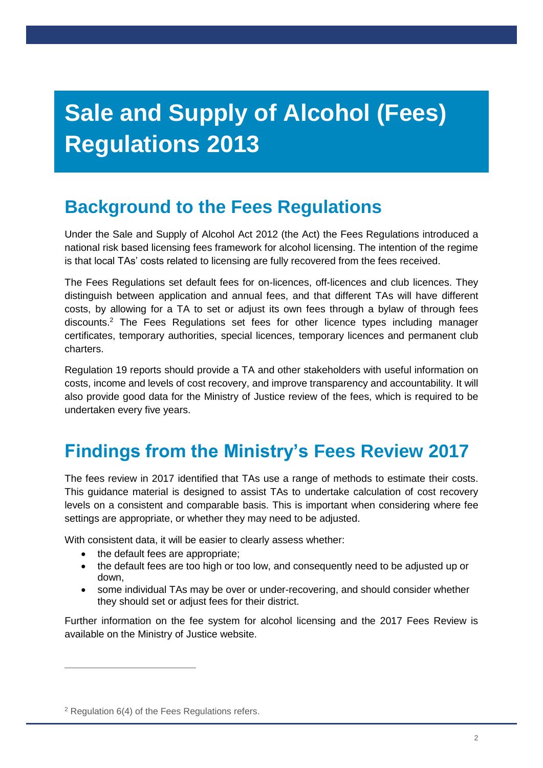# Sale and Supply of Alcohol (Fees) Regulations 2013

## Background to the Fees Regulations

Under the Sale and Supply of Alcohol Act 2012 (the Act) the Fees Regulations introduced a national risk based licensing fees framework for alcohol licensing. The intention of the regime is that local TAs' costs related to licensing are fully recovered from the fees received.

The Fees Regulations set default fees for on-licences, off-licences and club licences. They distinguish between application and annual fees, and that different TAs will have different costs, by allowing for a TA to set or adjust its own fees through a bylaw of through fees discounts.[2] The Fees Regulations set fees for other licence types including manager certificates, temporary authorities, special licences, temporary licences and permanent club charters.

Regulation 19 reports should provide a TA and other stakeholders with useful information on costs, income and levels of cost recovery, and improve transparency and accountability. It will also provide good data for the Ministry of Justice review of the fees, which is required to be undertaken every five years.

## Findings from the Ministry's Fees Review 2017

The fees review in 2017 identified that TAs use a range of methods to estimate their costs. This guidance material is designed to assist TAs to undertake calculation of cost recovery levels on a consistent and comparable basis. This is important when considering where fee settings are appropriate, or whether they may need to be adjusted.

With consistent data, it will be easier to clearly assess whether:

- the default fees are appropriate;
- the default fees are too high or too low, and consequently need to be adjusted up or down,
- some individual TAs may be over or under-recovering, and should consider whether they should set or adjust fees for their district.

Further information on the fee system for alcohol licensing and the 2017 Fees Review is available on the Ministry of Justice website.

[2] Regulation 6(4) of the Fees Regulations refers.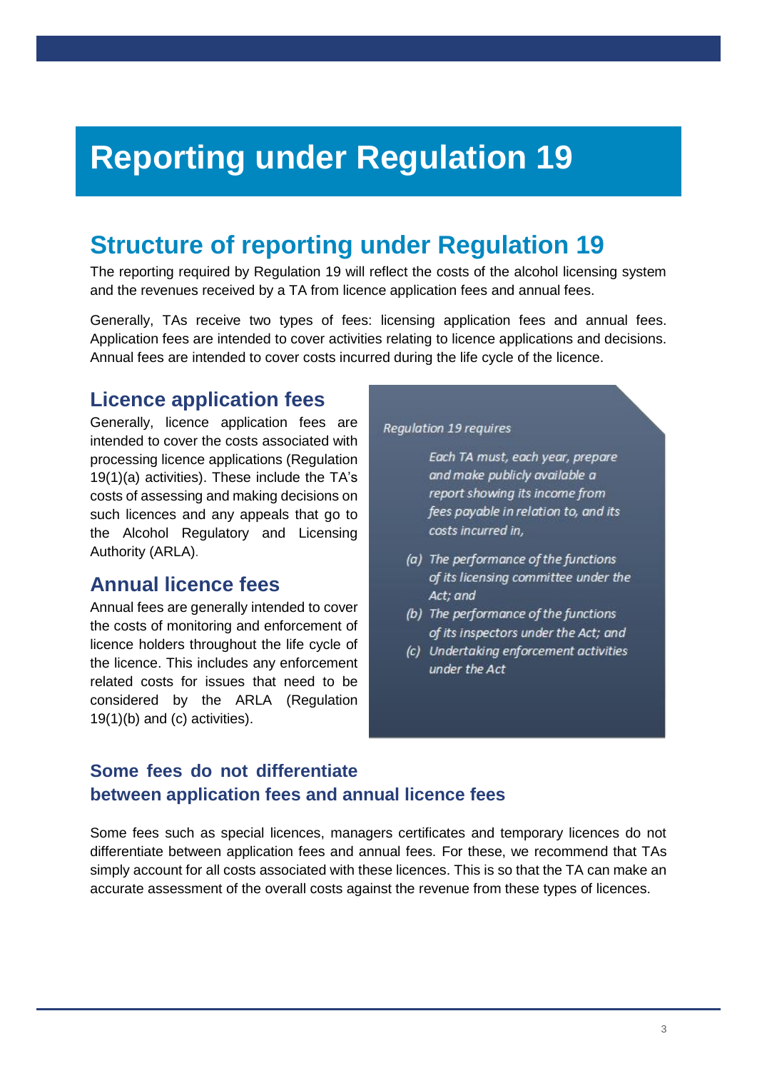# Reporting under Regulation 19

## Structure of reporting under Regulation 19

The reporting required by Regulation 19 will reflect the costs of the alcohol licensing system and the revenues received by a TA from licence application fees and annual fees.

Generally, TAs receive two types of fees: licensing application fees and annual fees. Application fees are intended to cover activities relating to licence applications and decisions. Annual fees are intended to cover costs incurred during the life cycle of the licence.

### Licence application fees

Generally, licence application fees are intended to cover the costs associated with processing licence applications (Regulation 19(1)(a) activities). These include the TA's costs of assessing and making decisions on such licences and any appeals that go to the Alcohol Regulatory and Licensing Authority (ARLA).

### Annual licence fees

Annual fees are generally intended to cover the costs of monitoring and enforcement of licence holders throughout the life cycle of the licence. This includes any enforcement related costs for issues that need to be considered by the ARLA (Regulation 19(1)(b) and (c) activities).

*Regulation 19 requires*

> *Each TA must, each year, prepare and make publicly available a report showing its income from fees payable in relation to, and its costs incurred in,*
>
> *(a) The performance of the functions of its licensing committee under the Act; and*
>
> *(b) The performance of the functions of its inspectors under the Act; and*
>
> *(c) Undertaking enforcement activities under the Act*

### Some fees do not differentiate between application fees and annual licence fees

Some fees such as special licences, managers certificates and temporary licences do not differentiate between application fees and annual fees. For these, we recommend that TAs simply account for all costs associated with these licences. This is so that the TA can make an accurate assessment of the overall costs against the revenue from these types of licences.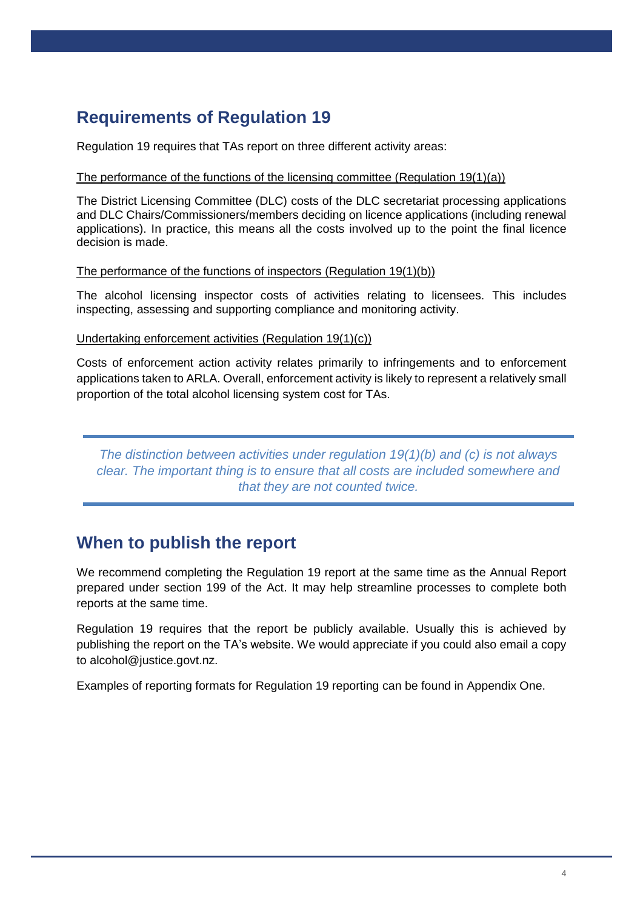## Requirements of Regulation 19

Regulation 19 requires that TAs report on three different activity areas:

The performance of the functions of the licensing committee (Regulation 19(1)(a))

The District Licensing Committee (DLC) costs of the DLC secretariat processing applications and DLC Chairs/Commissioners/members deciding on licence applications (including renewal applications). In practice, this means all the costs involved up to the point the final licence decision is made.

The performance of the functions of inspectors (Regulation 19(1)(b))

The alcohol licensing inspector costs of activities relating to licensees. This includes inspecting, assessing and supporting compliance and monitoring activity.

Undertaking enforcement activities (Regulation 19(1)(c))

Costs of enforcement action activity relates primarily to infringements and to enforcement applications taken to ARLA. Overall, enforcement activity is likely to represent a relatively small proportion of the total alcohol licensing system cost for TAs.

> *The distinction between activities under regulation 19(1)(b) and (c) is not always clear. The important thing is to ensure that all costs are included somewhere and that they are not counted twice.*

## When to publish the report

We recommend completing the Regulation 19 report at the same time as the Annual Report prepared under section 199 of the Act. It may help streamline processes to complete both reports at the same time.

Regulation 19 requires that the report be publicly available. Usually this is achieved by publishing the report on the TA's website. We would appreciate if you could also email a copy to alcohol@justice.govt.nz.

Examples of reporting formats for Regulation 19 reporting can be found in Appendix One.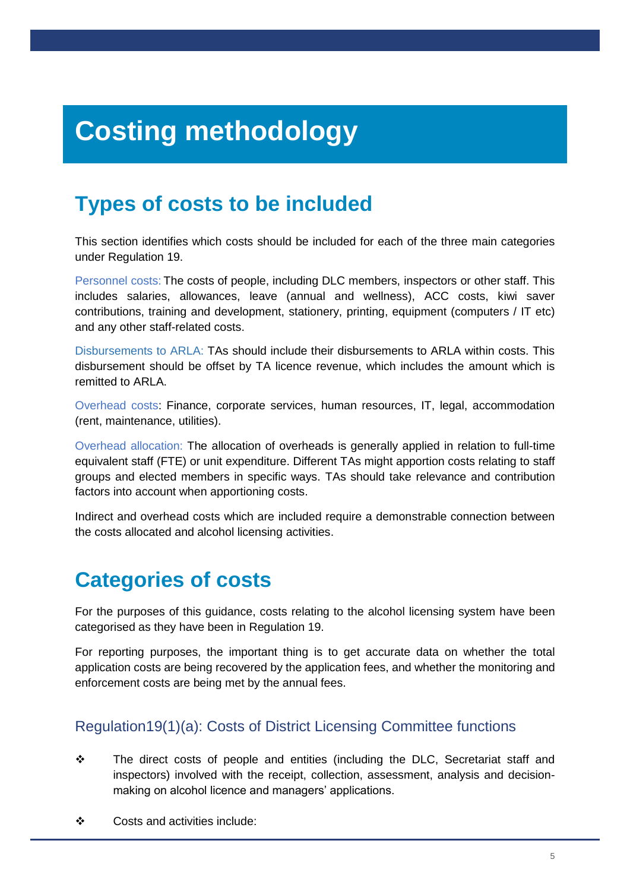# Costing methodology

## Types of costs to be included

This section identifies which costs should be included for each of the three main categories under Regulation 19.

Personnel costs: The costs of people, including DLC members, inspectors or other staff. This includes salaries, allowances, leave (annual and wellness), ACC costs, kiwi saver contributions, training and development, stationery, printing, equipment (computers / IT etc) and any other staff-related costs.

Disbursements to ARLA: TAs should include their disbursements to ARLA within costs. This disbursement should be offset by TA licence revenue, which includes the amount which is remitted to ARLA.

Overhead costs: Finance, corporate services, human resources, IT, legal, accommodation (rent, maintenance, utilities).

Overhead allocation: The allocation of overheads is generally applied in relation to full-time equivalent staff (FTE) or unit expenditure. Different TAs might apportion costs relating to staff groups and elected members in specific ways. TAs should take relevance and contribution factors into account when apportioning costs.

Indirect and overhead costs which are included require a demonstrable connection between the costs allocated and alcohol licensing activities.

## Categories of costs

For the purposes of this guidance, costs relating to the alcohol licensing system have been categorised as they have been in Regulation 19.

For reporting purposes, the important thing is to get accurate data on whether the total application costs are being recovered by the application fees, and whether the monitoring and enforcement costs are being met by the annual fees.

### Regulation19(1)(a): Costs of District Licensing Committee functions

- The direct costs of people and entities (including the DLC, Secretariat staff and inspectors) involved with the receipt, collection, assessment, analysis and decision-making on alcohol licence and managers' applications.
- Costs and activities include: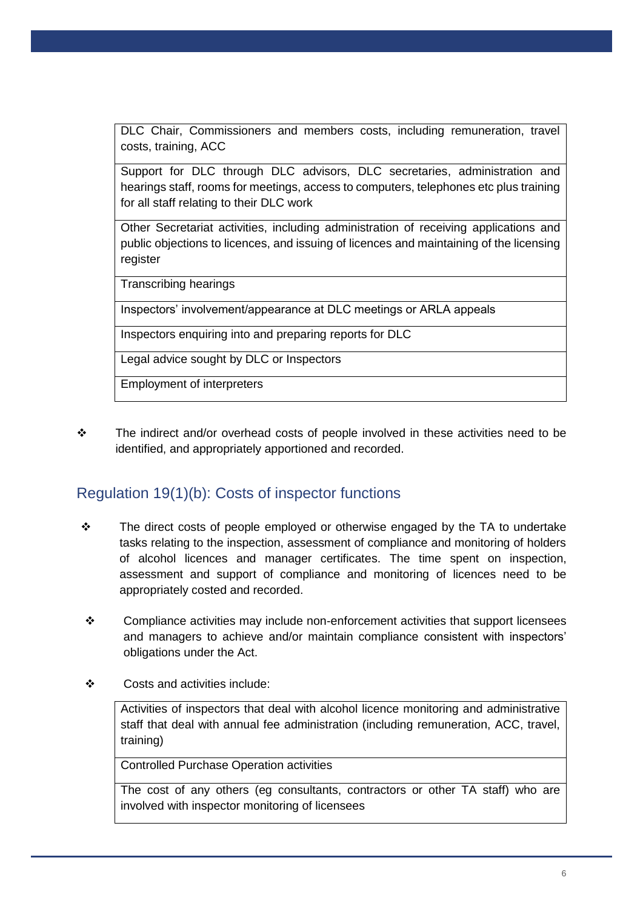| DLC Chair, Commissioners and members costs, including remuneration, travel costs, training, ACC |
| --- |
| Support for DLC through DLC advisors, DLC secretaries, administration and hearings staff, rooms for meetings, access to computers, telephones etc plus training for all staff relating to their DLC work |
| Other Secretariat activities, including administration of receiving applications and public objections to licences, and issuing of licences and maintaining of the licensing register |
| Transcribing hearings |
| Inspectors' involvement/appearance at DLC meetings or ARLA appeals |
| Inspectors enquiring into and preparing reports for DLC |
| Legal advice sought by DLC or Inspectors |
| Employment of interpreters |

- The indirect and/or overhead costs of people involved in these activities need to be identified, and appropriately apportioned and recorded.

## Regulation 19(1)(b): Costs of inspector functions

- The direct costs of people employed or otherwise engaged by the TA to undertake tasks relating to the inspection, assessment of compliance and monitoring of holders of alcohol licences and manager certificates. The time spent on inspection, assessment and support of compliance and monitoring of licences need to be appropriately costed and recorded.
- Compliance activities may include non-enforcement activities that support licensees and managers to achieve and/or maintain compliance consistent with inspectors' obligations under the Act.
- Costs and activities include:

| Activities of inspectors that deal with alcohol licence monitoring and administrative staff that deal with annual fee administration (including remuneration, ACC, travel, training) |
| --- |
| Controlled Purchase Operation activities |
| The cost of any others (eg consultants, contractors or other TA staff) who are involved with inspector monitoring of licensees |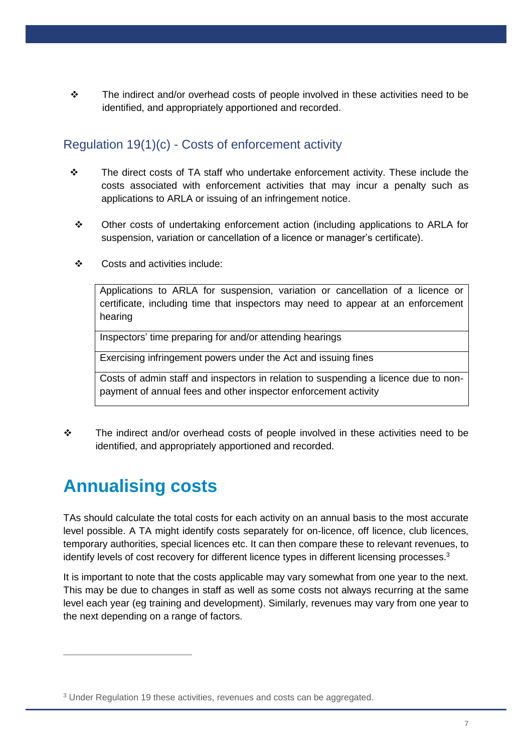- The indirect and/or overhead costs of people involved in these activities need to be identified, and appropriately apportioned and recorded.

## Regulation 19(1)(c) - Costs of enforcement activity

- The direct costs of TA staff who undertake enforcement activity. These include the costs associated with enforcement activities that may incur a penalty such as applications to ARLA or issuing of an infringement notice.

- Other costs of undertaking enforcement action (including applications to ARLA for suspension, variation or cancellation of a licence or manager's certificate).

- Costs and activities include:

| Applications to ARLA for suspension, variation or cancellation of a licence or certificate, including time that inspectors may need to appear at an enforcement hearing |
| --- |
| Inspectors' time preparing for and/or attending hearings |
| Exercising infringement powers under the Act and issuing fines |
| Costs of admin staff and inspectors in relation to suspending a licence due to non-payment of annual fees and other inspector enforcement activity |

- The indirect and/or overhead costs of people involved in these activities need to be identified, and appropriately apportioned and recorded.

# Annualising costs

TAs should calculate the total costs for each activity on an annual basis to the most accurate level possible. A TA might identify costs separately for on-licence, off licence, club licences, temporary authorities, special licences etc. It can then compare these to relevant revenues, to identify levels of cost recovery for different licence types in different licensing processes.[3]

It is important to note that the costs applicable may vary somewhat from one year to the next. This may be due to changes in staff as well as some costs not always recurring at the same level each year (eg training and development). Similarly, revenues may vary from one year to the next depending on a range of factors.

[3] Under Regulation 19 these activities, revenues and costs can be aggregated.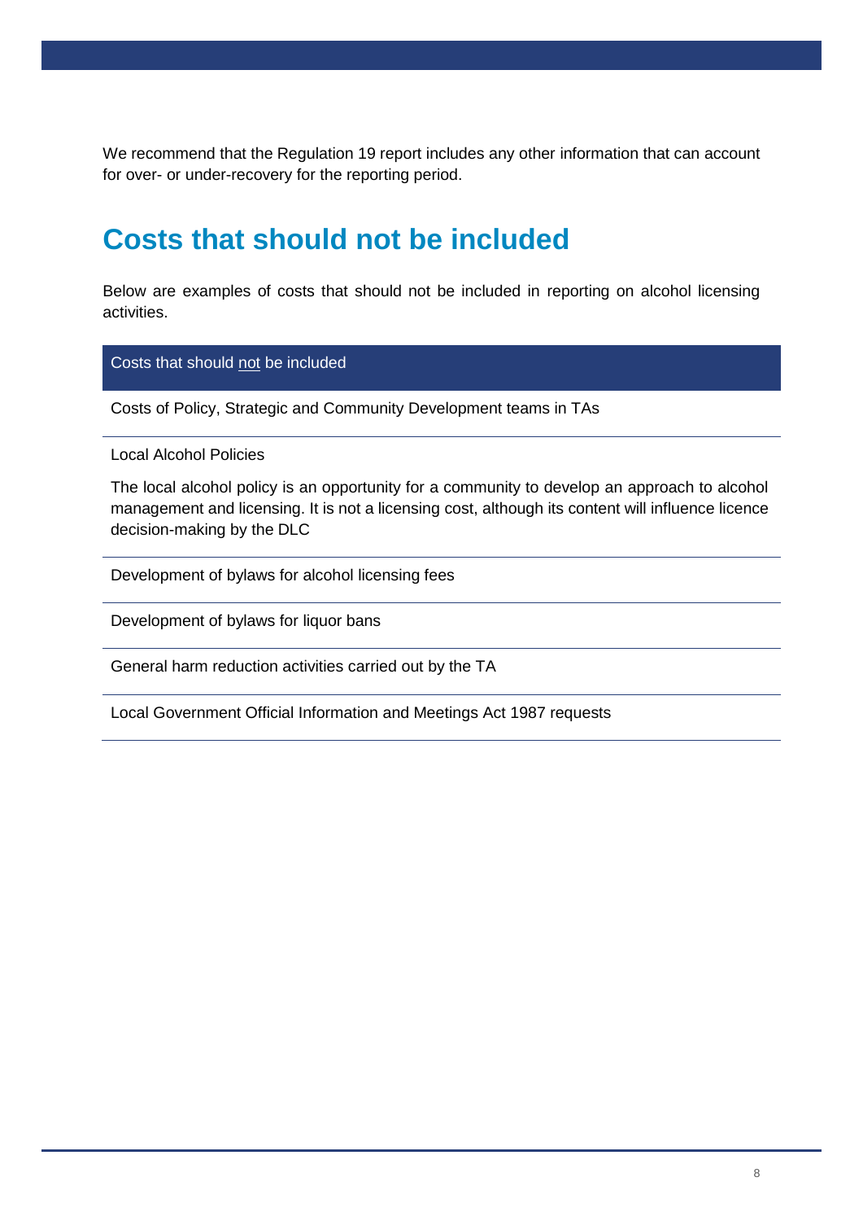We recommend that the Regulation 19 report includes any other information that can account for over- or under-recovery for the reporting period.

## Costs that should not be included

Below are examples of costs that should not be included in reporting on alcohol licensing activities.

| Costs that should not be included |
| --- |
| Costs of Policy, Strategic and Community Development teams in TAs |
| Local Alcohol Policies<br><br>The local alcohol policy is an opportunity for a community to develop an approach to alcohol management and licensing. It is not a licensing cost, although its content will influence licence decision-making by the DLC |
| Development of bylaws for alcohol licensing fees |
| Development of bylaws for liquor bans |
| General harm reduction activities carried out by the TA |
| Local Government Official Information and Meetings Act 1987 requests |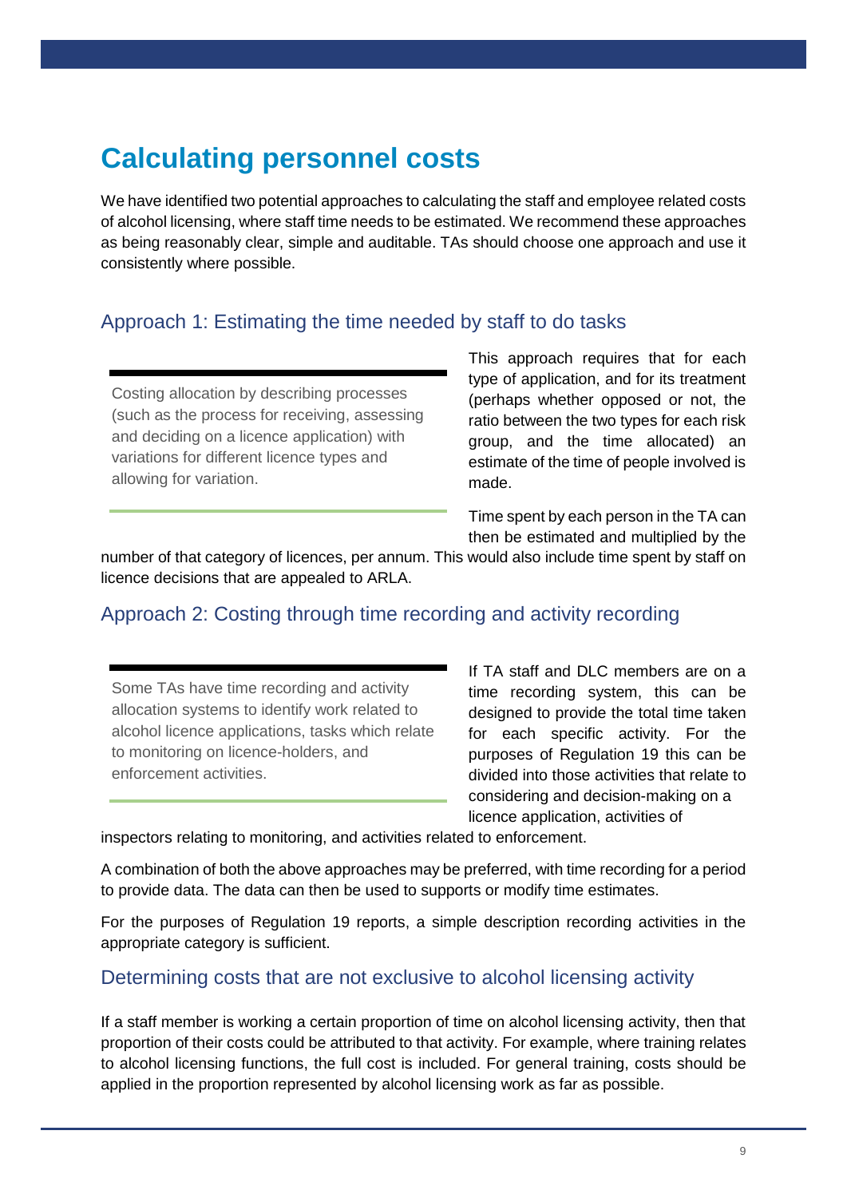# Calculating personnel costs

We have identified two potential approaches to calculating the staff and employee related costs of alcohol licensing, where staff time needs to be estimated. We recommend these approaches as being reasonably clear, simple and auditable. TAs should choose one approach and use it consistently where possible.

## Approach 1: Estimating the time needed by staff to do tasks

> Costing allocation by describing processes (such as the process for receiving, assessing and deciding on a licence application) with variations for different licence types and allowing for variation.

This approach requires that for each type of application, and for its treatment (perhaps whether opposed or not, the ratio between the two types for each risk group, and the time allocated) an estimate of the time of people involved is made.

Time spent by each person in the TA can then be estimated and multiplied by the number of that category of licences, per annum. This would also include time spent by staff on licence decisions that are appealed to ARLA.

## Approach 2: Costing through time recording and activity recording

> Some TAs have time recording and activity allocation systems to identify work related to alcohol licence applications, tasks which relate to monitoring on licence-holders, and enforcement activities.

If TA staff and DLC members are on a time recording system, this can be designed to provide the total time taken for each specific activity. For the purposes of Regulation 19 this can be divided into those activities that relate to considering and decision-making on a licence application, activities of inspectors relating to monitoring, and activities related to enforcement.

A combination of both the above approaches may be preferred, with time recording for a period to provide data. The data can then be used to supports or modify time estimates.

For the purposes of Regulation 19 reports, a simple description recording activities in the appropriate category is sufficient.

## Determining costs that are not exclusive to alcohol licensing activity

If a staff member is working a certain proportion of time on alcohol licensing activity, then that proportion of their costs could be attributed to that activity. For example, where training relates to alcohol licensing functions, the full cost is included. For general training, costs should be applied in the proportion represented by alcohol licensing work as far as possible.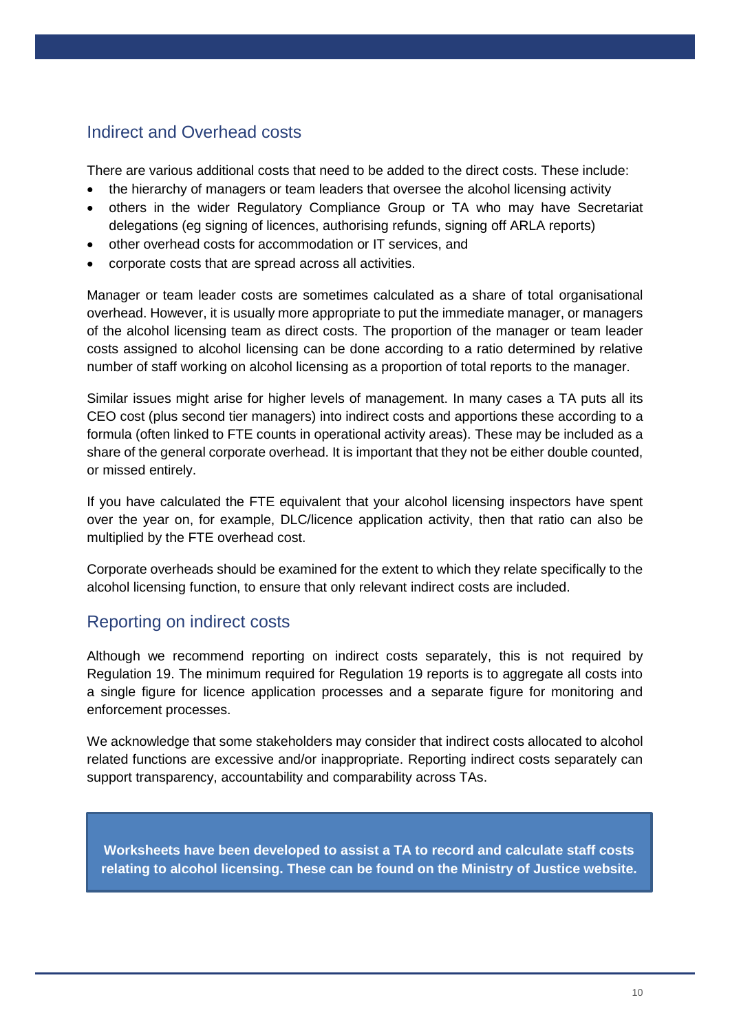## Indirect and Overhead costs

There are various additional costs that need to be added to the direct costs. These include:

- the hierarchy of managers or team leaders that oversee the alcohol licensing activity
- others in the wider Regulatory Compliance Group or TA who may have Secretariat delegations (eg signing of licences, authorising refunds, signing off ARLA reports)
- other overhead costs for accommodation or IT services, and
- corporate costs that are spread across all activities.

Manager or team leader costs are sometimes calculated as a share of total organisational overhead. However, it is usually more appropriate to put the immediate manager, or managers of the alcohol licensing team as direct costs. The proportion of the manager or team leader costs assigned to alcohol licensing can be done according to a ratio determined by relative number of staff working on alcohol licensing as a proportion of total reports to the manager.

Similar issues might arise for higher levels of management. In many cases a TA puts all its CEO cost (plus second tier managers) into indirect costs and apportions these according to a formula (often linked to FTE counts in operational activity areas). These may be included as a share of the general corporate overhead. It is important that they not be either double counted, or missed entirely.

If you have calculated the FTE equivalent that your alcohol licensing inspectors have spent over the year on, for example, DLC/licence application activity, then that ratio can also be multiplied by the FTE overhead cost.

Corporate overheads should be examined for the extent to which they relate specifically to the alcohol licensing function, to ensure that only relevant indirect costs are included.

## Reporting on indirect costs

Although we recommend reporting on indirect costs separately, this is not required by Regulation 19. The minimum required for Regulation 19 reports is to aggregate all costs into a single figure for licence application processes and a separate figure for monitoring and enforcement processes.

We acknowledge that some stakeholders may consider that indirect costs allocated to alcohol related functions are excessive and/or inappropriate. Reporting indirect costs separately can support transparency, accountability and comparability across TAs.

**Worksheets have been developed to assist a TA to record and calculate staff costs relating to alcohol licensing. These can be found on the Ministry of Justice website.**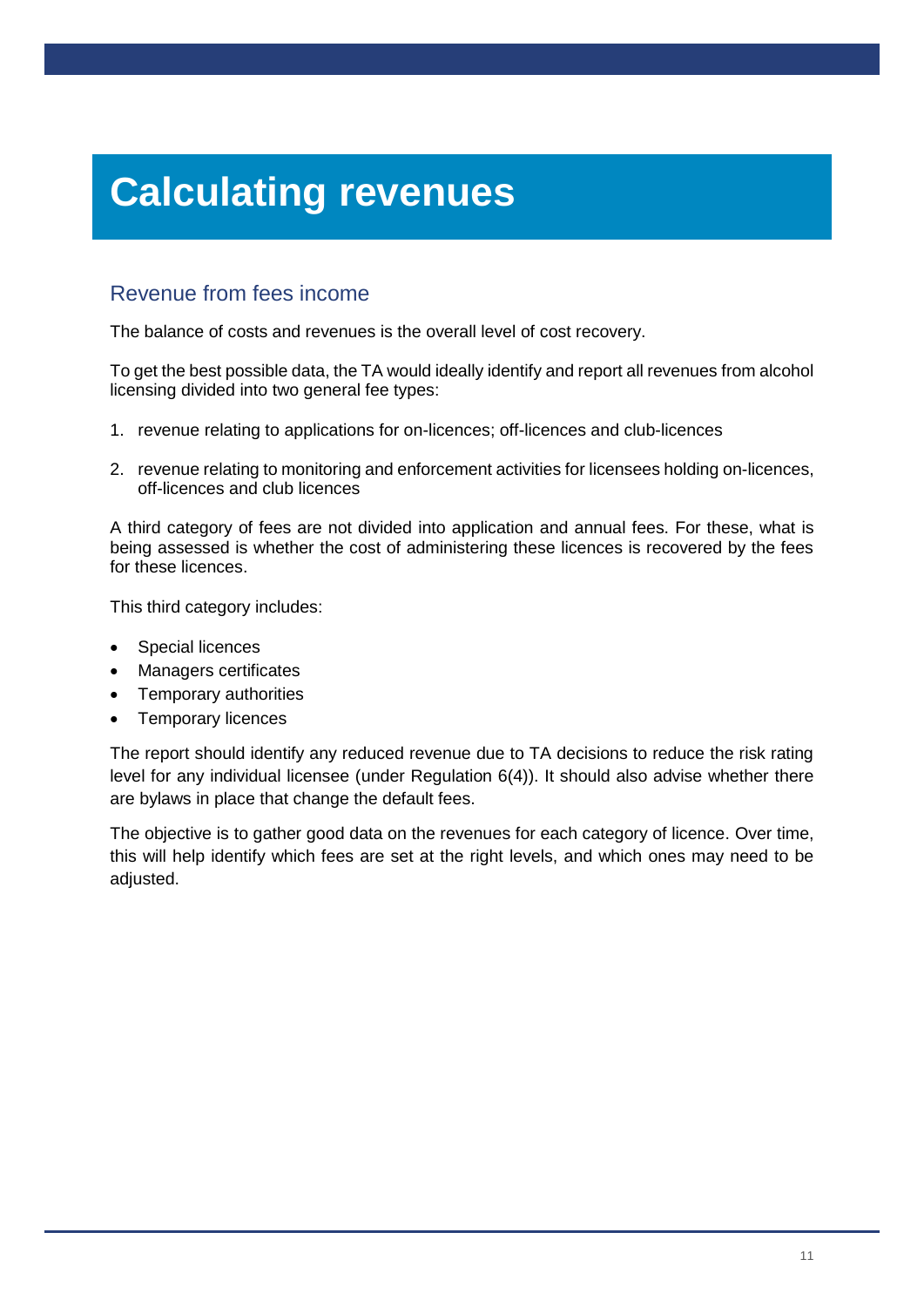# Calculating revenues

## Revenue from fees income

The balance of costs and revenues is the overall level of cost recovery.

To get the best possible data, the TA would ideally identify and report all revenues from alcohol licensing divided into two general fee types:

1. revenue relating to applications for on-licences; off-licences and club-licences
2. revenue relating to monitoring and enforcement activities for licensees holding on-licences, off-licences and club licences

A third category of fees are not divided into application and annual fees. For these, what is being assessed is whether the cost of administering these licences is recovered by the fees for these licences.

This third category includes:

- Special licences
- Managers certificates
- Temporary authorities
- Temporary licences

The report should identify any reduced revenue due to TA decisions to reduce the risk rating level for any individual licensee (under Regulation 6(4)). It should also advise whether there are bylaws in place that change the default fees.

The objective is to gather good data on the revenues for each category of licence. Over time, this will help identify which fees are set at the right levels, and which ones may need to be adjusted.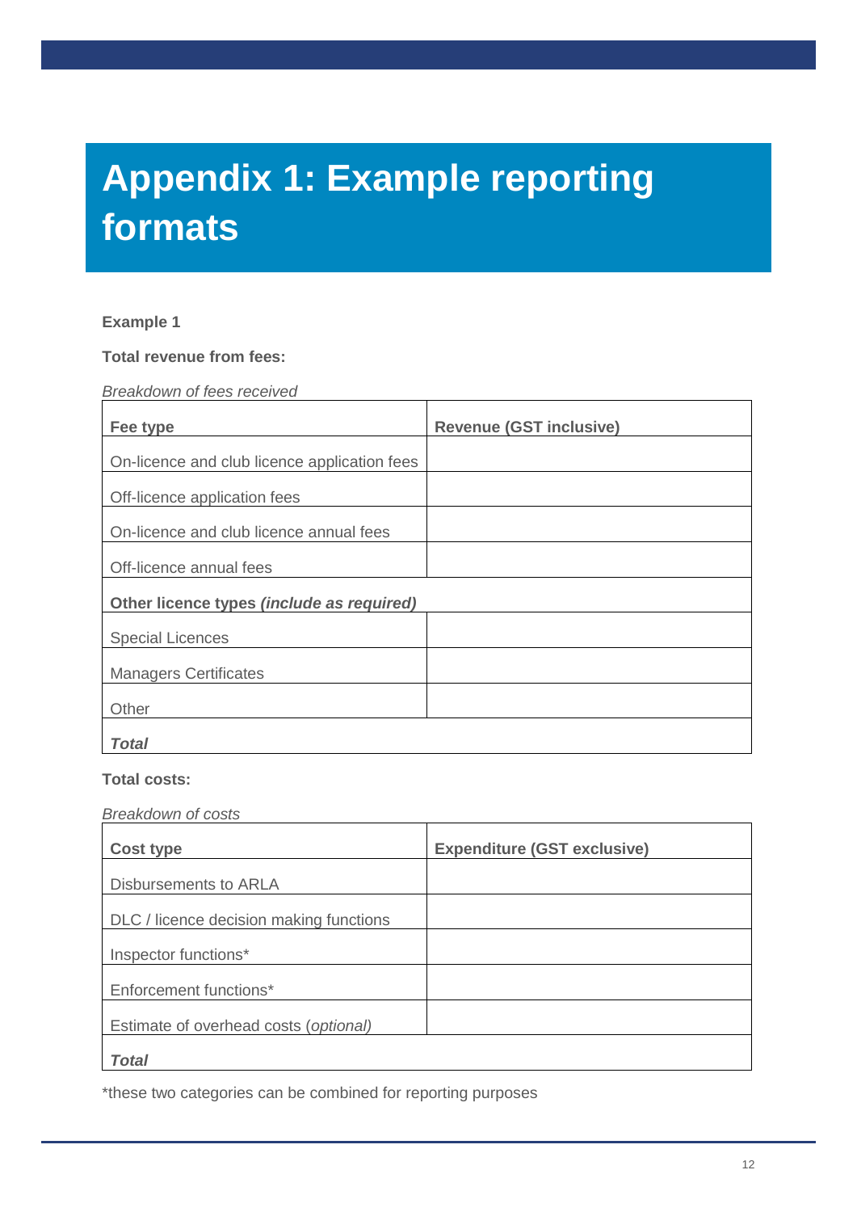# Appendix 1: Example reporting formats

**Example 1**

**Total revenue from fees:**

*Breakdown of fees received*

| Fee type | Revenue (GST inclusive) |
|---|---|
| On-licence and club licence application fees | |
| Off-licence application fees | |
| On-licence and club licence annual fees | |
| Off-licence annual fees | |
| **Other licence types *(include as required)*** | |
| Special Licences | |
| Managers Certificates | |
| Other | |
| ***Total*** | |

**Total costs:**

*Breakdown of costs*

| Cost type | Expenditure (GST exclusive) |
|---|---|
| Disbursements to ARLA | |
| DLC / licence decision making functions | |
| Inspector functions* | |
| Enforcement functions* | |
| Estimate of overhead costs (*optional)* | |
| ***Total*** | |

*these two categories can be combined for reporting purposes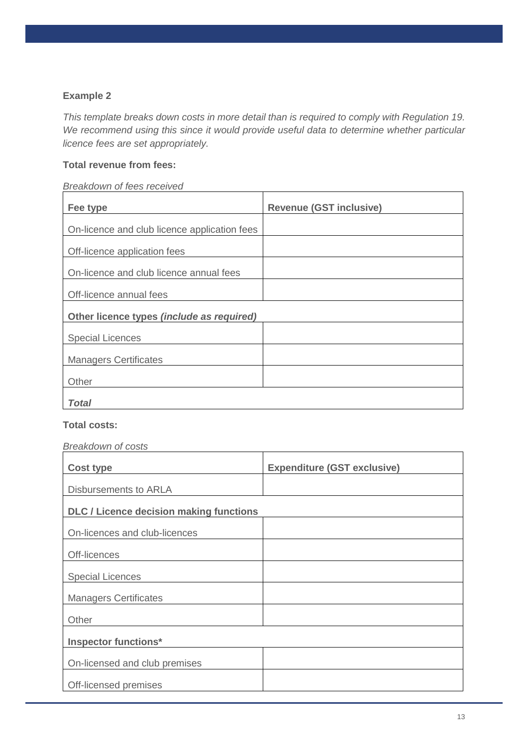### Example 2

*This template breaks down costs in more detail than is required to comply with Regulation 19. We recommend using this since it would provide useful data to determine whether particular licence fees are set appropriately.*

**Total revenue from fees:**

*Breakdown of fees received*

| Fee type | Revenue (GST inclusive) |
| --- | --- |
| On-licence and club licence application fees | |
| Off-licence application fees | |
| On-licence and club licence annual fees | |
| Off-licence annual fees | |
| **Other licence types *(include as required)*** | |
| Special Licences | |
| Managers Certificates | |
| Other | |
| ***Total*** | |

**Total costs:**

*Breakdown of costs*

| Cost type | Expenditure (GST exclusive) |
| --- | --- |
| Disbursements to ARLA | |
| **DLC / Licence decision making functions** | |
| On-licences and club-licences | |
| Off-licences | |
| Special Licences | |
| Managers Certificates | |
| Other | |
| **Inspector functions*** | |
| On-licensed and club premises | |
| Off-licensed premises | |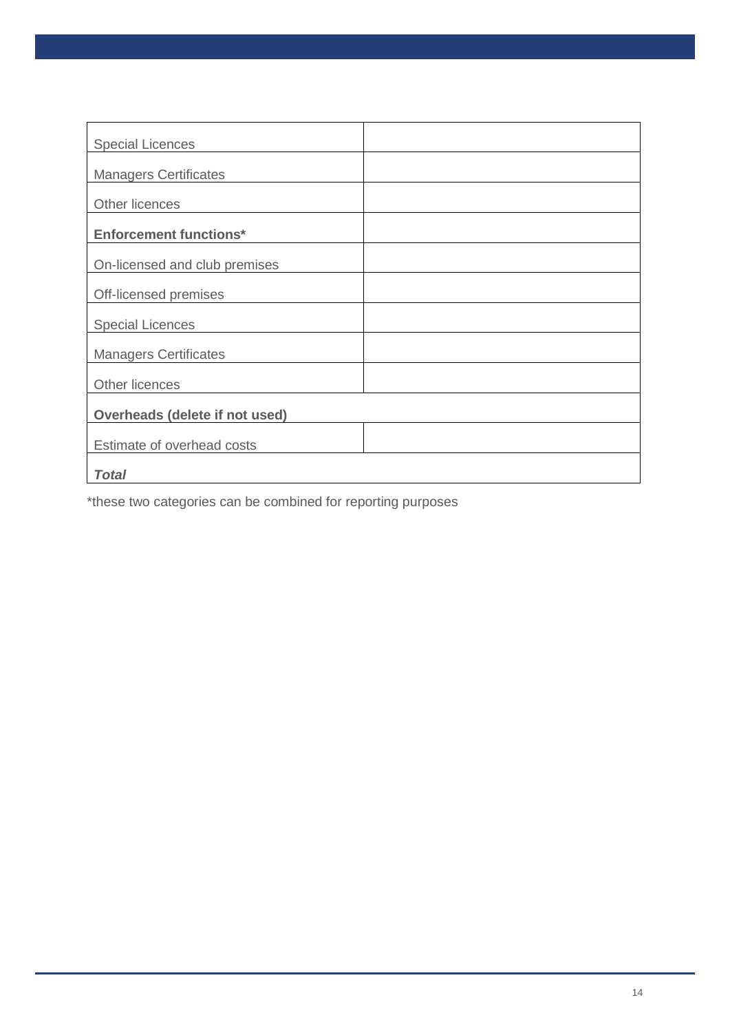| | |
|---|---|
| Special Licences | |
| Managers Certificates | |
| Other licences | |
| **Enforcement functions*** | |
| On-licensed and club premises | |
| Off-licensed premises | |
| Special Licences | |
| Managers Certificates | |
| Other licences | |
| **Overheads (delete if not used)** | |
| Estimate of overhead costs | |
| ***Total*** | |

*these two categories can be combined for reporting purposes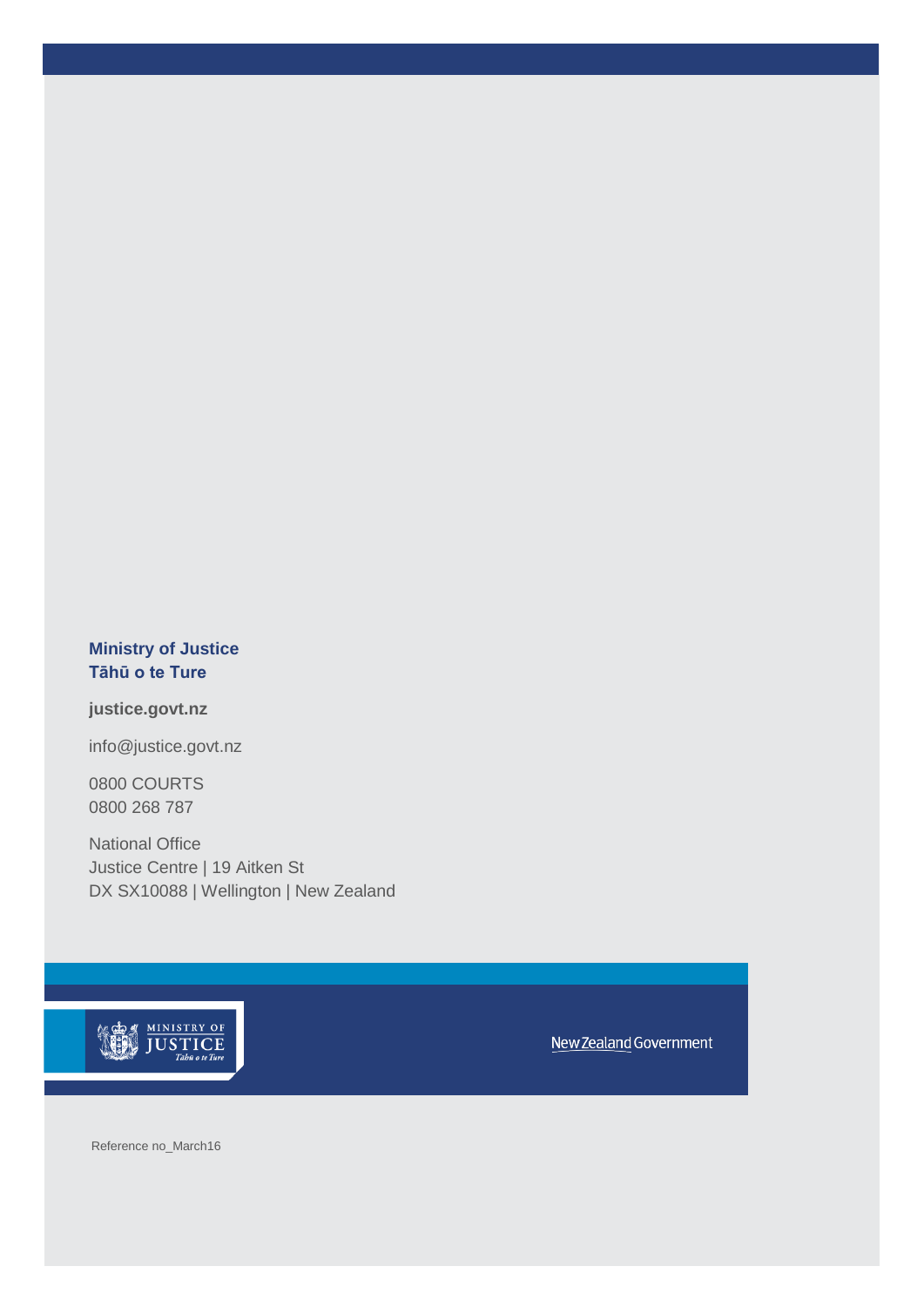**Ministry of Justice**
**Tāhū o te Ture**

**justice.govt.nz**

info@justice.govt.nz

0800 COURTS
0800 268 787

National Office
Justice Centre | 19 Aitken St
DX SX10088 | Wellington | New Zealand

MINISTRY OF JUSTICE
Tāhū o te Ture

New Zealand Government

Reference no_March16